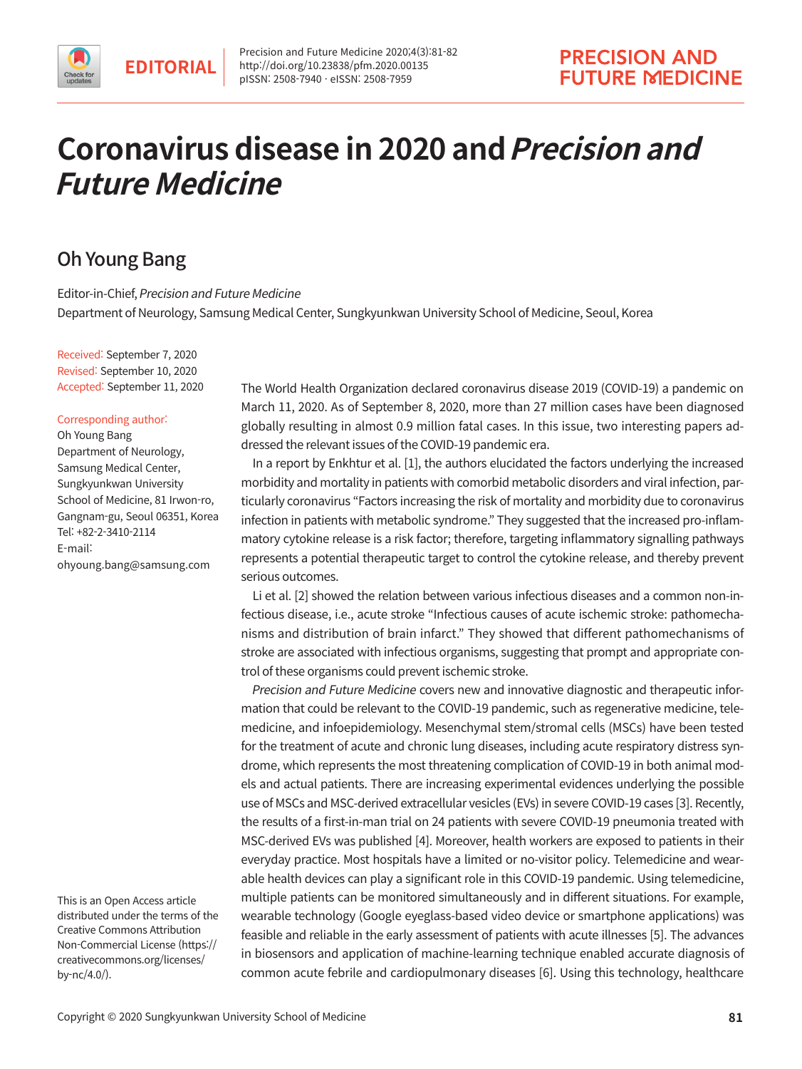EDITORIAL

# Coronavirus disease in 2020 and *Precision and Future Medicine*

## Oh Young Bang

Editor-in-Chief, *Precision and Future Medicine*
Department of Neurology, Samsung Medical Center, Sungkyunkwan University School of Medicine, Seoul, Korea

Received: September 7, 2020
Revised: September 10, 2020
Accepted: September 11, 2020

Corresponding author:
Oh Young Bang
Department of Neurology, Samsung Medical Center, Sungkyunkwan University School of Medicine, 81 Irwon-ro, Gangnam-gu, Seoul 06351, Korea
Tel: +82-2-3410-2114
E-mail: ohyoung.bang@samsung.com

This is an Open Access article distributed under the terms of the Creative Commons Attribution Non-Commercial License (https://creativecommons.org/licenses/by-nc/4.0/).

The World Health Organization declared coronavirus disease 2019 (COVID-19) a pandemic on March 11, 2020. As of September 8, 2020, more than 27 million cases have been diagnosed globally resulting in almost 0.9 million fatal cases. In this issue, two interesting papers addressed the relevant issues of the COVID-19 pandemic era.

In a report by Enkhtur et al. [1], the authors elucidated the factors underlying the increased morbidity and mortality in patients with comorbid metabolic disorders and viral infection, particularly coronavirus "Factors increasing the risk of mortality and morbidity due to coronavirus infection in patients with metabolic syndrome." They suggested that the increased pro-inflammatory cytokine release is a risk factor; therefore, targeting inflammatory signalling pathways represents a potential therapeutic target to control the cytokine release, and thereby prevent serious outcomes.

Li et al. [2] showed the relation between various infectious diseases and a common non-infectious disease, i.e., acute stroke "Infectious causes of acute ischemic stroke: pathomechanisms and distribution of brain infarct." They showed that different pathomechanisms of stroke are associated with infectious organisms, suggesting that prompt and appropriate control of these organisms could prevent ischemic stroke.

*Precision and Future Medicine* covers new and innovative diagnostic and therapeutic information that could be relevant to the COVID-19 pandemic, such as regenerative medicine, telemedicine, and infoepidemiology. Mesenchymal stem/stromal cells (MSCs) have been tested for the treatment of acute and chronic lung diseases, including acute respiratory distress syndrome, which represents the most threatening complication of COVID-19 in both animal models and actual patients. There are increasing experimental evidences underlying the possible use of MSCs and MSC-derived extracellular vesicles (EVs) in severe COVID-19 cases [3]. Recently, the results of a first-in-man trial on 24 patients with severe COVID-19 pneumonia treated with MSC-derived EVs was published [4]. Moreover, health workers are exposed to patients in their everyday practice. Most hospitals have a limited or no-visitor policy. Telemedicine and wearable health devices can play a significant role in this COVID-19 pandemic. Using telemedicine, multiple patients can be monitored simultaneously and in different situations. For example, wearable technology (Google eyeglass-based video device or smartphone applications) was feasible and reliable in the early assessment of patients with acute illnesses [5]. The advances in biosensors and application of machine-learning technique enabled accurate diagnosis of common acute febrile and cardiopulmonary diseases [6]. Using this technology, healthcare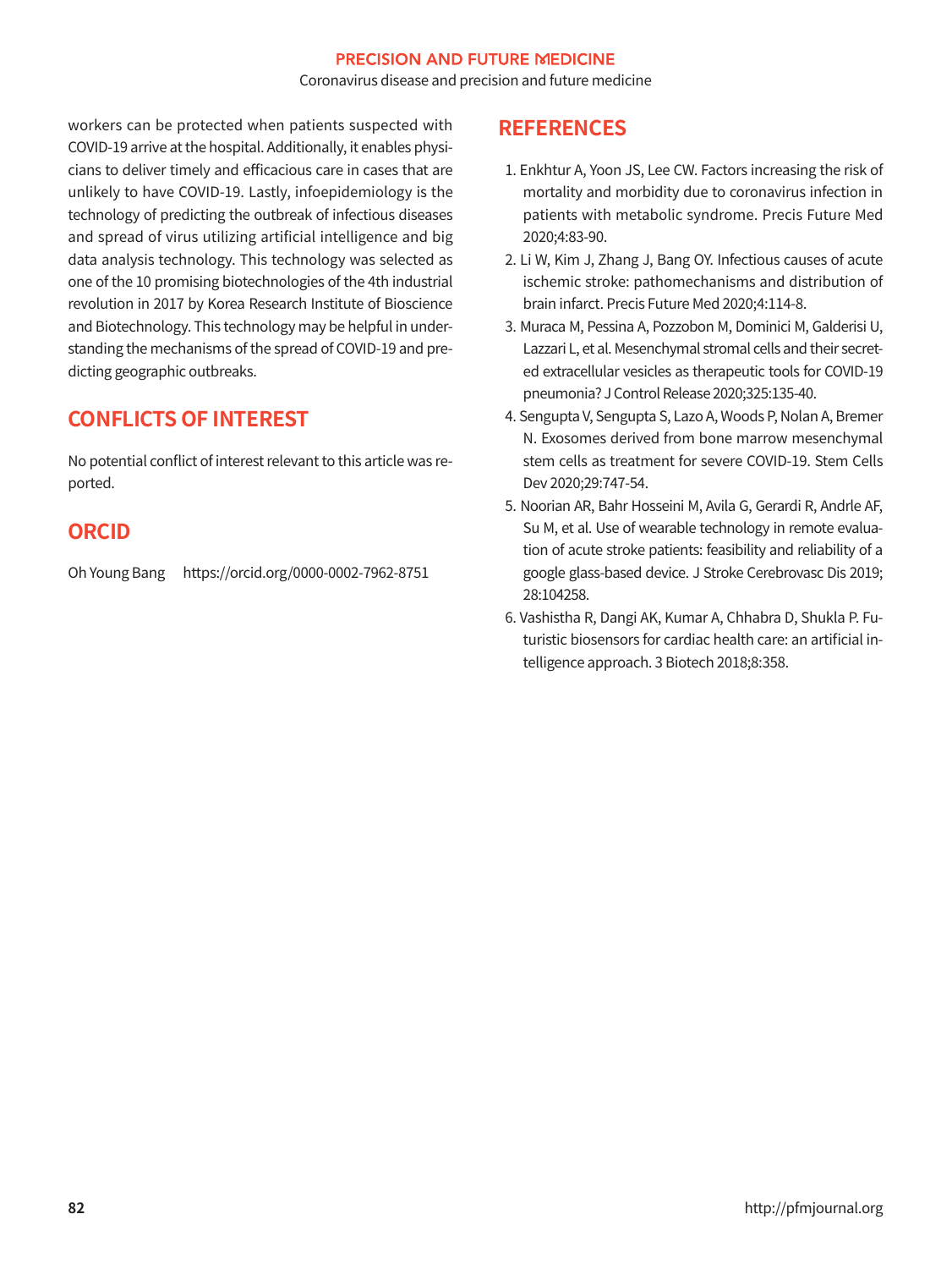workers can be protected when patients suspected with COVID-19 arrive at the hospital. Additionally, it enables physicians to deliver timely and efficacious care in cases that are unlikely to have COVID-19. Lastly, infoepidemiology is the technology of predicting the outbreak of infectious diseases and spread of virus utilizing artificial intelligence and big data analysis technology. This technology was selected as one of the 10 promising biotechnologies of the 4th industrial revolution in 2017 by Korea Research Institute of Bioscience and Biotechnology. This technology may be helpful in understanding the mechanisms of the spread of COVID-19 and predicting geographic outbreaks.

## CONFLICTS OF INTEREST

No potential conflict of interest relevant to this article was reported.

## ORCID

Oh Young Bang https://orcid.org/0000-0002-7962-8751

## REFERENCES

1. Enkhtur A, Yoon JS, Lee CW. Factors increasing the risk of mortality and morbidity due to coronavirus infection in patients with metabolic syndrome. Precis Future Med 2020;4:83-90.
2. Li W, Kim J, Zhang J, Bang OY. Infectious causes of acute ischemic stroke: pathomechanisms and distribution of brain infarct. Precis Future Med 2020;4:114-8.
3. Muraca M, Pessina A, Pozzobon M, Dominici M, Galderisi U, Lazzari L, et al. Mesenchymal stromal cells and their secreted extracellular vesicles as therapeutic tools for COVID-19 pneumonia? J Control Release 2020;325:135-40.
4. Sengupta V, Sengupta S, Lazo A, Woods P, Nolan A, Bremer N. Exosomes derived from bone marrow mesenchymal stem cells as treatment for severe COVID-19. Stem Cells Dev 2020;29:747-54.
5. Noorian AR, Bahr Hosseini M, Avila G, Gerardi R, Andrle AF, Su M, et al. Use of wearable technology in remote evaluation of acute stroke patients: feasibility and reliability of a google glass-based device. J Stroke Cerebrovasc Dis 2019;28:104258.
6. Vashistha R, Dangi AK, Kumar A, Chhabra D, Shukla P. Futuristic biosensors for cardiac health care: an artificial intelligence approach. 3 Biotech 2018;8:358.